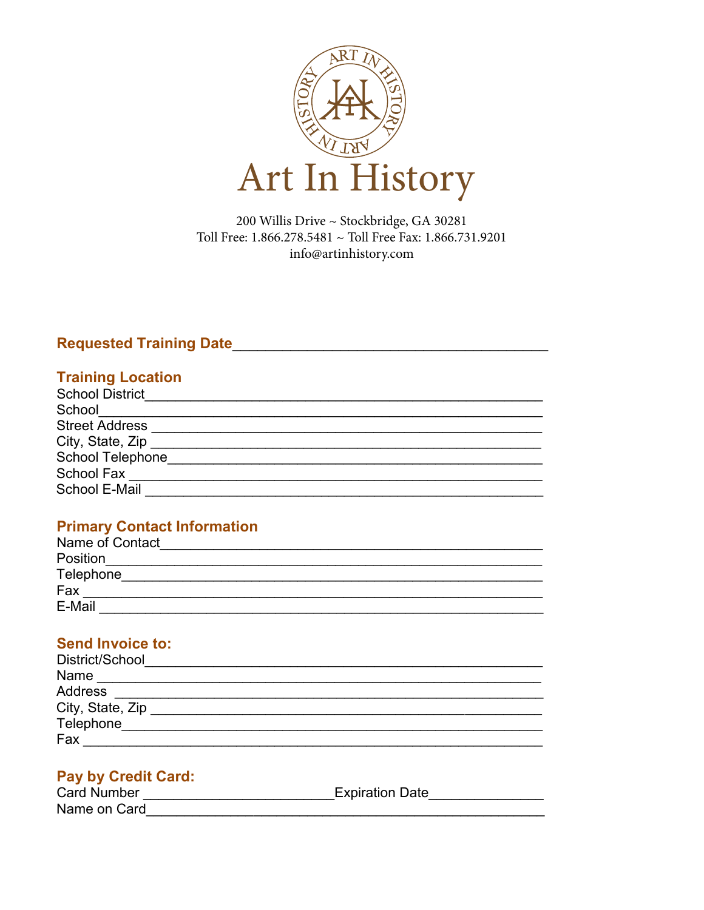# Art In History

200 Willis Drive ~ Stockbridge, GA 30281
Toll Free: 1.866.278.5481 ~ Toll Free Fax: 1.866.731.9201
info@artinhistory.com

**Requested Training Date**______________________________________

## Training Location

School District______________________________________________
School______________________________________________________
Street Address ______________________________________________
City, State, Zip ______________________________________________
School Telephone____________________________________________
School Fax _________________________________________________
School E-Mail _______________________________________________

## Primary Contact Information

Name of Contact_____________________________________________
Position____________________________________________________
Telephone__________________________________________________
Fax _______________________________________________________
E-Mail _____________________________________________________

## Send Invoice to:

District/School_______________________________________________
Name ______________________________________________________
Address ____________________________________________________
City, State, Zip ______________________________________________
Telephone__________________________________________________
Fax _______________________________________________________

## Pay by Credit Card:

Card Number ________________________Expiration Date______________
Name on Card_______________________________________________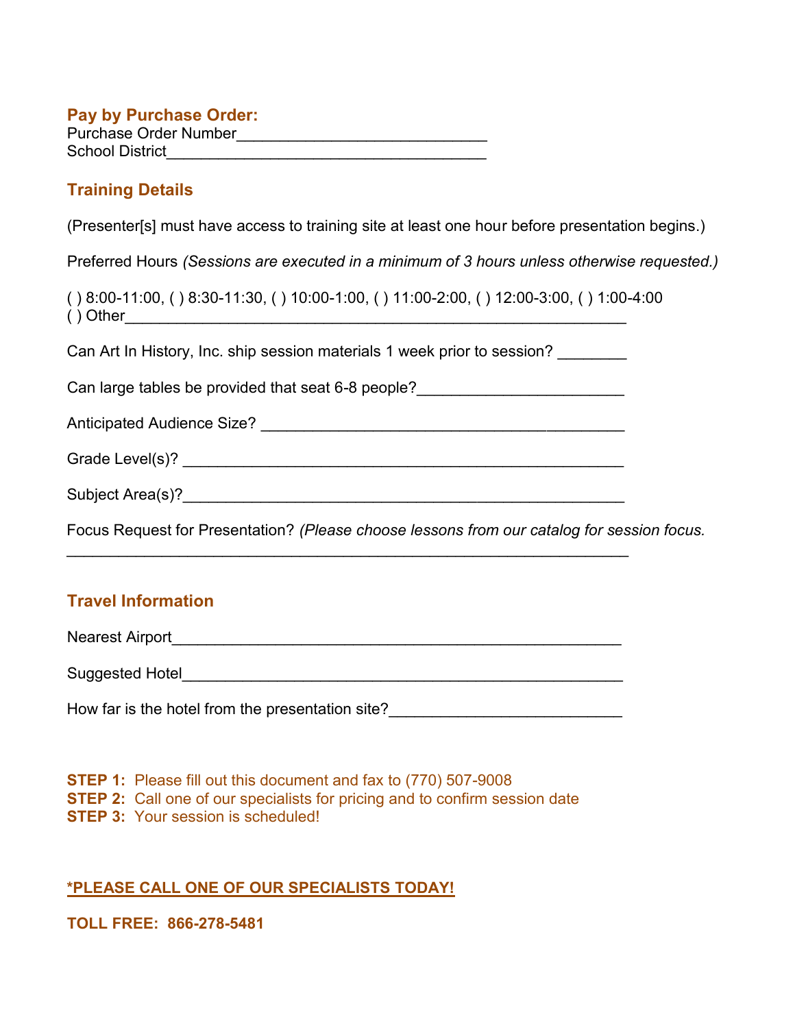## Pay by Purchase Order:

Purchase Order Number____________________________
School District____________________________________

## Training Details

(Presenter[s] must have access to training site at least one hour before presentation begins.)

Preferred Hours *(Sessions are executed in a minimum of 3 hours unless otherwise requested.)*

( ) 8:00-11:00, ( ) 8:30-11:30, ( ) 10:00-1:00, ( ) 11:00-2:00, ( ) 12:00-3:00, ( ) 1:00-4:00
( ) Other_______________________________________________________

Can Art In History, Inc. ship session materials 1 week prior to session? ________

Can large tables be provided that seat 6-8 people?_______________________

Anticipated Audience Size? ______________________________________

Grade Level(s)? _______________________________________________

Subject Area(s)?_______________________________________________

Focus Request for Presentation? *(Please choose lessons from our catalog for session focus.*
______________________________________________________________

## Travel Information

Nearest Airport_________________________________________________

Suggested Hotel________________________________________________

How far is the hotel from the presentation site?_________________________

**STEP 1:** Please fill out this document and fax to (770) 507-9008
**STEP 2:** Call one of our specialists for pricing and to confirm session date
**STEP 3:** Your session is scheduled!

**<u>*PLEASE CALL ONE OF OUR SPECIALISTS TODAY!</u>**

**TOLL FREE: 866-278-5481**